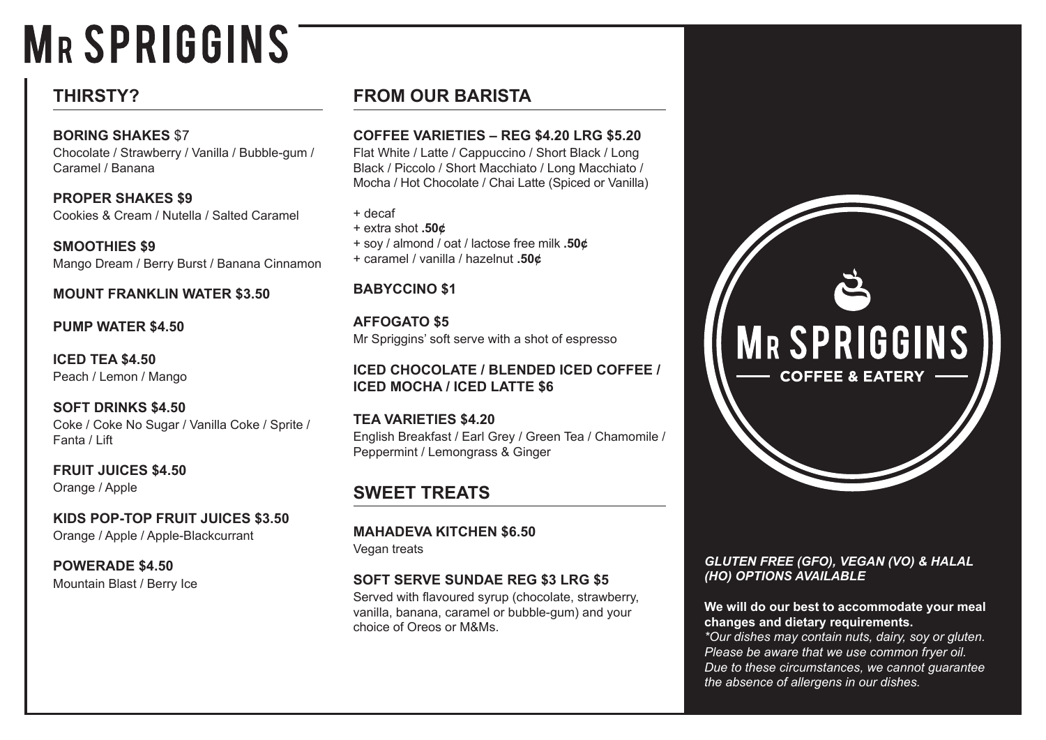# MR SPRIGGINS

## THIRSTY?

**BORING SHAKES** $7
Chocolate / Strawberry / Vanilla / Bubble-gum / Caramel / Banana

**PROPER SHAKES $9**
Cookies & Cream / Nutella / Salted Caramel

**SMOOTHIES $9**
Mango Dream / Berry Burst / Banana Cinnamon

**MOUNT FRANKLIN WATER $3.50**

**PUMP WATER $4.50**

**ICED TEA $4.50**
Peach / Lemon / Mango

**SOFT DRINKS $4.50**
Coke / Coke No Sugar / Vanilla Coke / Sprite / Fanta / Lift

**FRUIT JUICES $4.50**
Orange / Apple

**KIDS POP-TOP FRUIT JUICES $3.50**
Orange / Apple / Apple-Blackcurrant

**POWERADE $4.50**
Mountain Blast / Berry Ice

## FROM OUR BARISTA

**COFFEE VARIETIES – REG $4.20 LRG $5.20**
Flat White / Latte / Cappuccino / Short Black / Long Black / Piccolo / Short Macchiato / Long Macchiato / Mocha / Hot Chocolate / Chai Latte (Spiced or Vanilla)

+ decaf
+ extra shot **.50¢**
+ soy / almond / oat / lactose free milk **.50¢**
+ caramel / vanilla / hazelnut **.50¢**

**BABYCCINO $1**

**AFFOGATO $5**
Mr Spriggins' soft serve with a shot of espresso

**ICED CHOCOLATE / BLENDED ICED COFFEE / ICED MOCHA / ICED LATTE $6**

**TEA VARIETIES $4.20**
English Breakfast / Earl Grey / Green Tea / Chamomile / Peppermint / Lemongrass & Ginger

## SWEET TREATS

**MAHADEVA KITCHEN $6.50**
Vegan treats

**SOFT SERVE SUNDAE REG $3 LRG $5**
Served with flavoured syrup (chocolate, strawberry, vanilla, banana, caramel or bubble-gum) and your choice of Oreos or M&Ms.

MR SPRIGGINS
COFFEE & EATERY

***GLUTEN FREE (GFO), VEGAN (VO) & HALAL (HO) OPTIONS AVAILABLE***

**We will do our best to accommodate your meal changes and dietary requirements.**
*\*Our dishes may contain nuts, dairy, soy or gluten. Please be aware that we use common fryer oil. Due to these circumstances, we cannot guarantee the absence of allergens in our dishes.*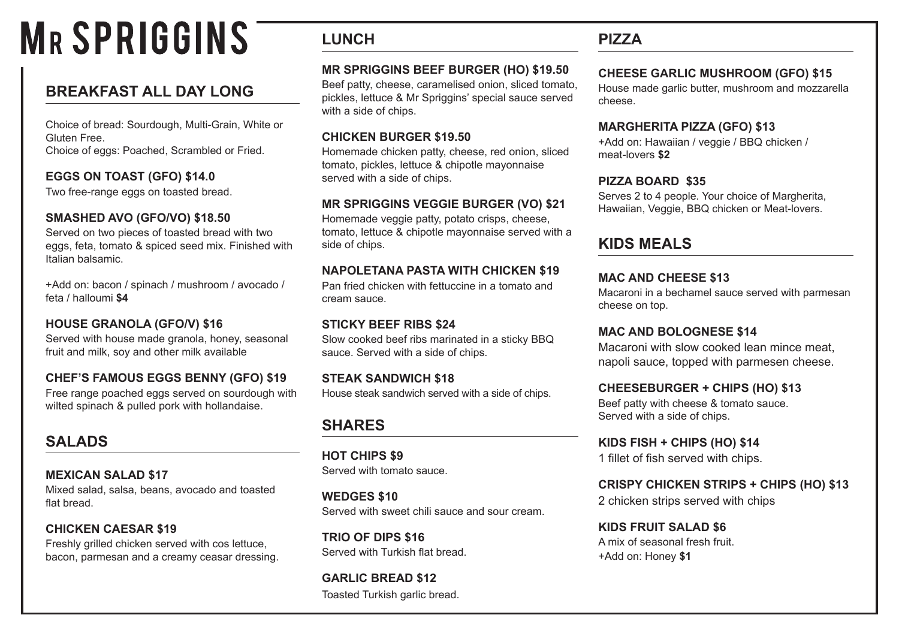# MR SPRIGGINS

## BREAKFAST ALL DAY LONG

Choice of bread: Sourdough, Multi-Grain, White or Gluten Free.
Choice of eggs: Poached, Scrambled or Fried.

### EGGS ON TOAST (GFO) $14.0

Two free-range eggs on toasted bread.

### SMASHED AVO (GFO/VO) $18.50

Served on two pieces of toasted bread with two eggs, feta, tomato & spiced seed mix. Finished with Italian balsamic.

+Add on: bacon / spinach / mushroom / avocado / feta / halloumi **$4**

### HOUSE GRANOLA (GFO/V) $16

Served with house made granola, honey, seasonal fruit and milk, soy and other milk available

### CHEF'S FAMOUS EGGS BENNY (GFO) $19

Free range poached eggs served on sourdough with wilted spinach & pulled pork with hollandaise.

## SALADS

### MEXICAN SALAD $17

Mixed salad, salsa, beans, avocado and toasted flat bread.

### CHICKEN CAESAR $19

Freshly grilled chicken served with cos lettuce, bacon, parmesan and a creamy ceasar dressing.

## LUNCH

### MR SPRIGGINS BEEF BURGER (HO) $19.50

Beef patty, cheese, caramelised onion, sliced tomato, pickles, lettuce & Mr Spriggins' special sauce served with a side of chips.

### CHICKEN BURGER $19.50

Homemade chicken patty, cheese, red onion, sliced tomato, pickles, lettuce & chipotle mayonnaise served with a side of chips.

### MR SPRIGGINS VEGGIE BURGER (VO) $21

Homemade veggie patty, potato crisps, cheese, tomato, lettuce & chipotle mayonnaise served with a side of chips.

### NAPOLETANA PASTA WITH CHICKEN $19

Pan fried chicken with fettuccine in a tomato and cream sauce.

### STICKY BEEF RIBS $24

Slow cooked beef ribs marinated in a sticky BBQ sauce. Served with a side of chips.

### STEAK SANDWICH $18

House steak sandwich served with a side of chips.

## SHARES

### HOT CHIPS $9

Served with tomato sauce.

### WEDGES $10

Served with sweet chili sauce and sour cream.

### TRIO OF DIPS $16

Served with Turkish flat bread.

### GARLIC BREAD $12

Toasted Turkish garlic bread.

## PIZZA

### CHEESE GARLIC MUSHROOM (GFO) $15

House made garlic butter, mushroom and mozzarella cheese.

### MARGHERITA PIZZA (GFO) $13

+Add on: Hawaiian / veggie / BBQ chicken / meat-lovers **$2**

### PIZZA BOARD $35

Serves 2 to 4 people. Your choice of Margherita, Hawaiian, Veggie, BBQ chicken or Meat-lovers.

## KIDS MEALS

### MAC AND CHEESE $13

Macaroni in a bechamel sauce served with parmesan cheese on top.

### MAC AND BOLOGNESE $14

Macaroni with slow cooked lean mince meat, napoli sauce, topped with parmesen cheese.

### CHEESEBURGER + CHIPS (HO) $13

Beef patty with cheese & tomato sauce.
Served with a side of chips.

### KIDS FISH + CHIPS (HO) $14

1 fillet of fish served with chips.

### CRISPY CHICKEN STRIPS + CHIPS (HO) $13

2 chicken strips served with chips

### KIDS FRUIT SALAD $6

A mix of seasonal fresh fruit.
+Add on: Honey **$1**